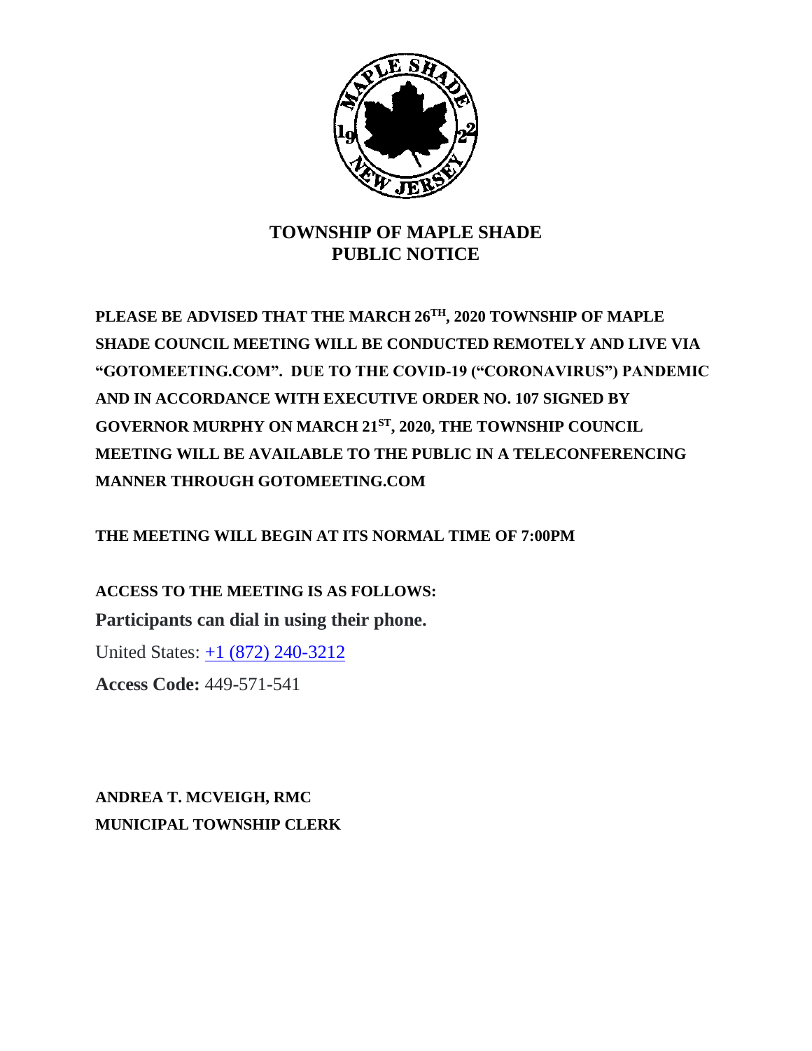# TOWNSHIP OF MAPLE SHADE
# PUBLIC NOTICE

**PLEASE BE ADVISED THAT THE MARCH 26TH, 2020 TOWNSHIP OF MAPLE SHADE COUNCIL MEETING WILL BE CONDUCTED REMOTELY AND LIVE VIA "GOTOMEETING.COM". DUE TO THE COVID-19 ("CORONAVIRUS") PANDEMIC AND IN ACCORDANCE WITH EXECUTIVE ORDER NO. 107 SIGNED BY GOVERNOR MURPHY ON MARCH 21ST, 2020, THE TOWNSHIP COUNCIL MEETING WILL BE AVAILABLE TO THE PUBLIC IN A TELECONFERENCING MANNER THROUGH GOTOMEETING.COM**

**THE MEETING WILL BEGIN AT ITS NORMAL TIME OF 7:00PM**

**ACCESS TO THE MEETING IS AS FOLLOWS:**

**Participants can dial in using their phone.**

United States: +1 (872) 240-3212

**Access Code:** 449-571-541

**ANDREA T. MCVEIGH, RMC**
**MUNICIPAL TOWNSHIP CLERK**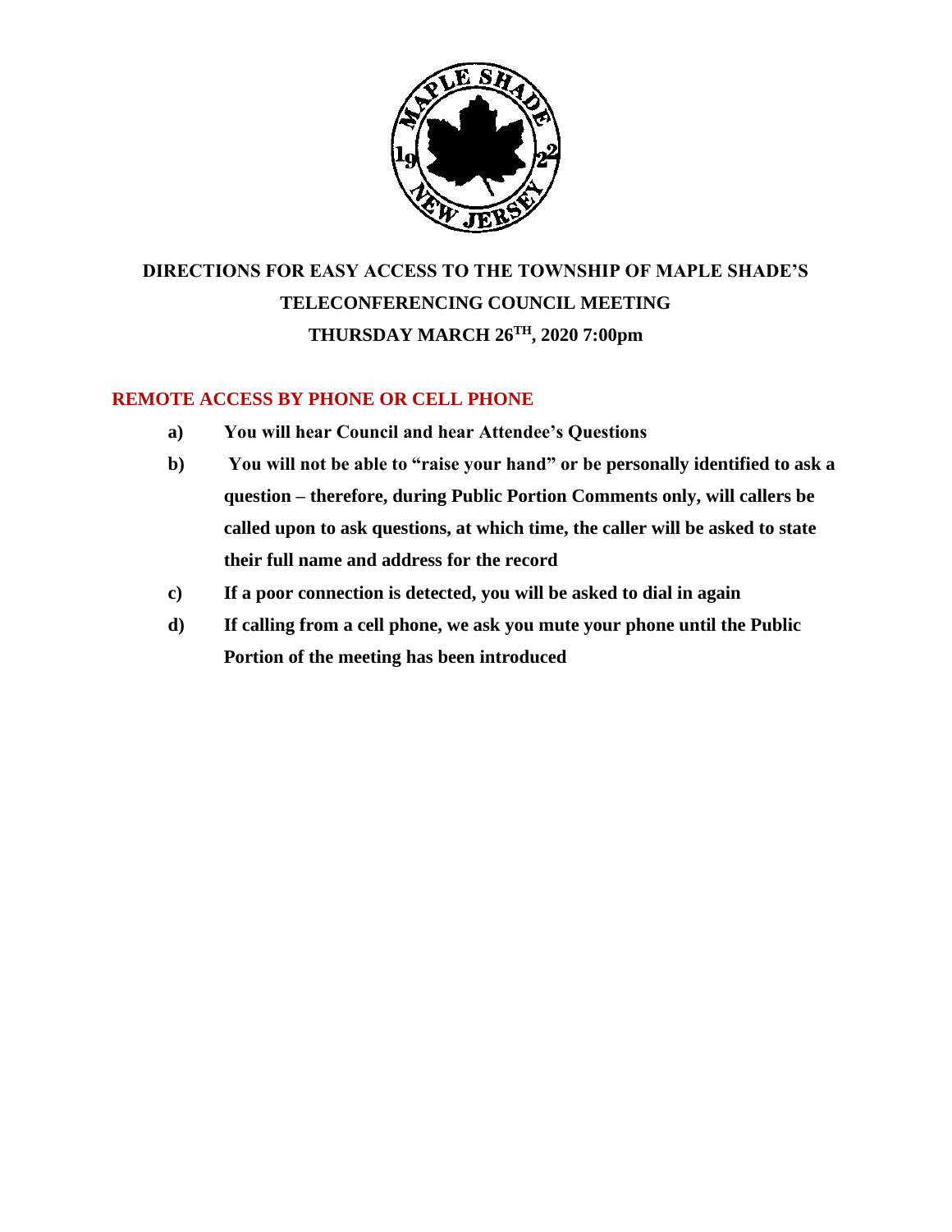# DIRECTIONS FOR EASY ACCESS TO THE TOWNSHIP OF MAPLE SHADE'S TELECONFERENCING COUNCIL MEETING

## THURSDAY MARCH 26TH, 2020 7:00pm

### REMOTE ACCESS BY PHONE OR CELL PHONE

- **a) You will hear Council and hear Attendee's Questions**
- **b) You will not be able to "raise your hand" or be personally identified to ask a question – therefore, during Public Portion Comments only, will callers be called upon to ask questions, at which time, the caller will be asked to state their full name and address for the record**
- **c) If a poor connection is detected, you will be asked to dial in again**
- **d) If calling from a cell phone, we ask you mute your phone until the Public Portion of the meeting has been introduced**